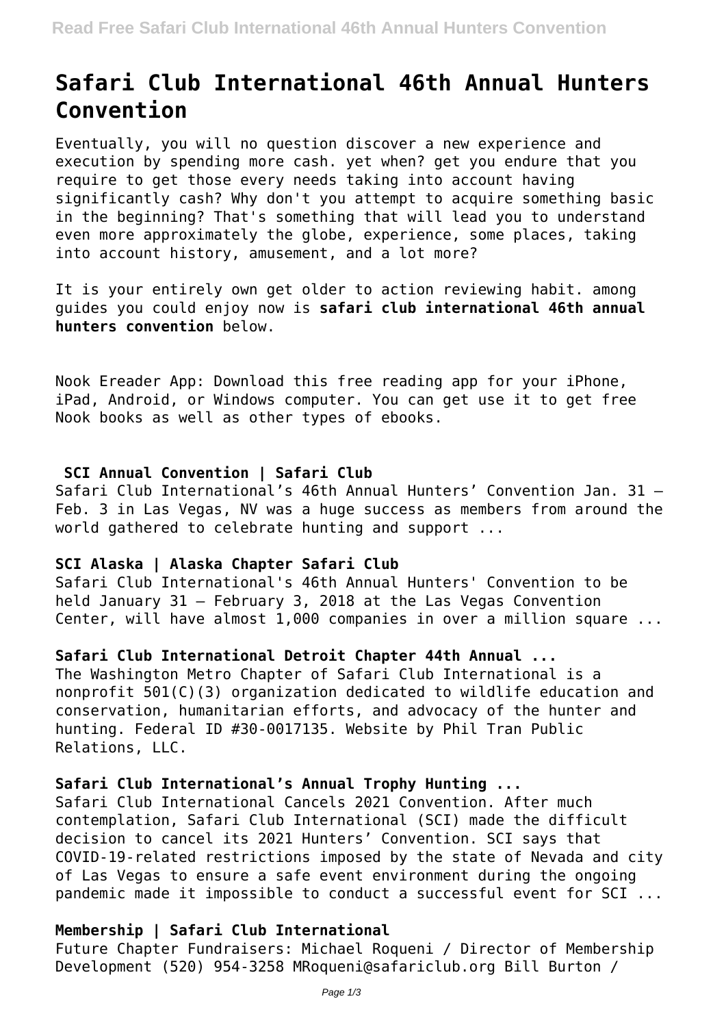# Safari Club International 46th Annual Hunters Convention

Eventually, you will no question discover a new experience and execution by spending more cash. yet when? get you endure that you require to get those every needs taking into account having significantly cash? Why don't you attempt to acquire something basic in the beginning? That's something that will lead you to understand even more approximately the globe, experience, some places, taking into account history, amusement, and a lot more?

It is your entirely own get older to action reviewing habit. among guides you could enjoy now is **safari club international 46th annual hunters convention** below.

Nook Ereader App: Download this free reading app for your iPhone, iPad, Android, or Windows computer. You can get use it to get free Nook books as well as other types of ebooks.

## SCI Annual Convention | Safari Club

Safari Club International's 46th Annual Hunters' Convention Jan. 31 – Feb. 3 in Las Vegas, NV was a huge success as members from around the world gathered to celebrate hunting and support ...

## SCI Alaska | Alaska Chapter Safari Club

Safari Club International's 46th Annual Hunters' Convention to be held January 31 – February 3, 2018 at the Las Vegas Convention Center, will have almost 1,000 companies in over a million square ...

## Safari Club International Detroit Chapter 44th Annual ...

The Washington Metro Chapter of Safari Club International is a nonprofit 501(C)(3) organization dedicated to wildlife education and conservation, humanitarian efforts, and advocacy of the hunter and hunting. Federal ID #30-0017135. Website by Phil Tran Public Relations, LLC.

## Safari Club International's Annual Trophy Hunting ...

Safari Club International Cancels 2021 Convention. After much contemplation, Safari Club International (SCI) made the difficult decision to cancel its 2021 Hunters' Convention. SCI says that COVID-19-related restrictions imposed by the state of Nevada and city of Las Vegas to ensure a safe event environment during the ongoing pandemic made it impossible to conduct a successful event for SCI ...

## Membership | Safari Club International

Future Chapter Fundraisers: Michael Roqueni / Director of Membership Development (520) 954-3258 MRoqueni@safariclub.org Bill Burton /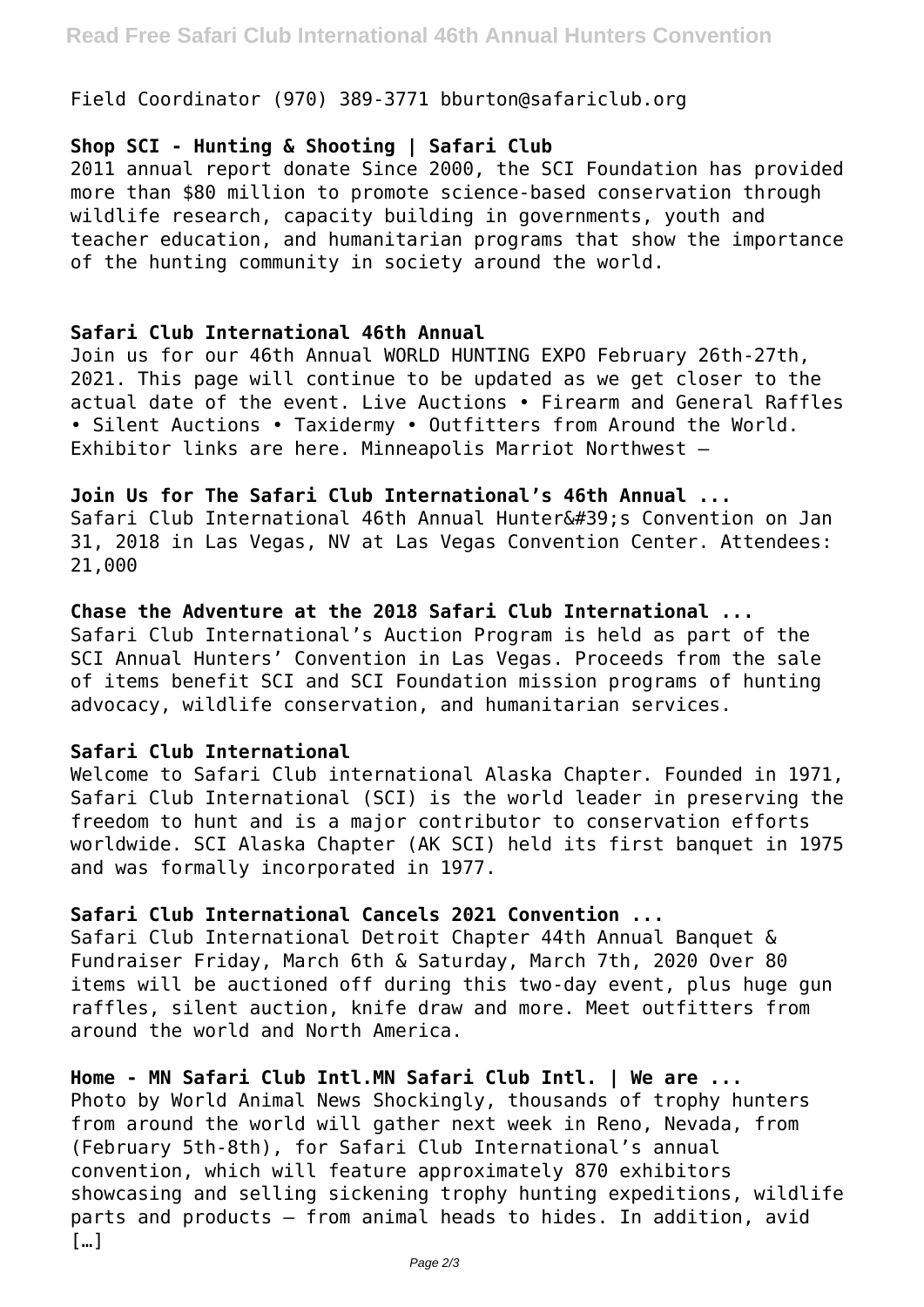Field Coordinator (970) 389-3771 bburton@safariclub.org

**Shop SCI - Hunting & Shooting | Safari Club**

2011 annual report donate Since 2000, the SCI Foundation has provided more than $80 million to promote science-based conservation through wildlife research, capacity building in governments, youth and teacher education, and humanitarian programs that show the importance of the hunting community in society around the world.

**Safari Club International 46th Annual**

Join us for our 46th Annual WORLD HUNTING EXPO February 26th-27th, 2021. This page will continue to be updated as we get closer to the actual date of the event. Live Auctions • Firearm and General Raffles • Silent Auctions • Taxidermy • Outfitters from Around the World. Exhibitor links are here. Minneapolis Marriot Northwest –

**Join Us for The Safari Club International's 46th Annual ...**

Safari Club International 46th Annual Hunter&#39;s Convention on Jan 31, 2018 in Las Vegas, NV at Las Vegas Convention Center. Attendees: 21,000

**Chase the Adventure at the 2018 Safari Club International ...**

Safari Club International's Auction Program is held as part of the SCI Annual Hunters' Convention in Las Vegas. Proceeds from the sale of items benefit SCI and SCI Foundation mission programs of hunting advocacy, wildlife conservation, and humanitarian services.

**Safari Club International**

Welcome to Safari Club international Alaska Chapter. Founded in 1971, Safari Club International (SCI) is the world leader in preserving the freedom to hunt and is a major contributor to conservation efforts worldwide. SCI Alaska Chapter (AK SCI) held its first banquet in 1975 and was formally incorporated in 1977.

**Safari Club International Cancels 2021 Convention ...**

Safari Club International Detroit Chapter 44th Annual Banquet & Fundraiser Friday, March 6th & Saturday, March 7th, 2020 Over 80 items will be auctioned off during this two-day event, plus huge gun raffles, silent auction, knife draw and more. Meet outfitters from around the world and North America.

**Home - MN Safari Club Intl.MN Safari Club Intl. | We are ...**

Photo by World Animal News Shockingly, thousands of trophy hunters from around the world will gather next week in Reno, Nevada, from (February 5th-8th), for Safari Club International's annual convention, which will feature approximately 870 exhibitors showcasing and selling sickening trophy hunting expeditions, wildlife parts and products – from animal heads to hides. In addition, avid […]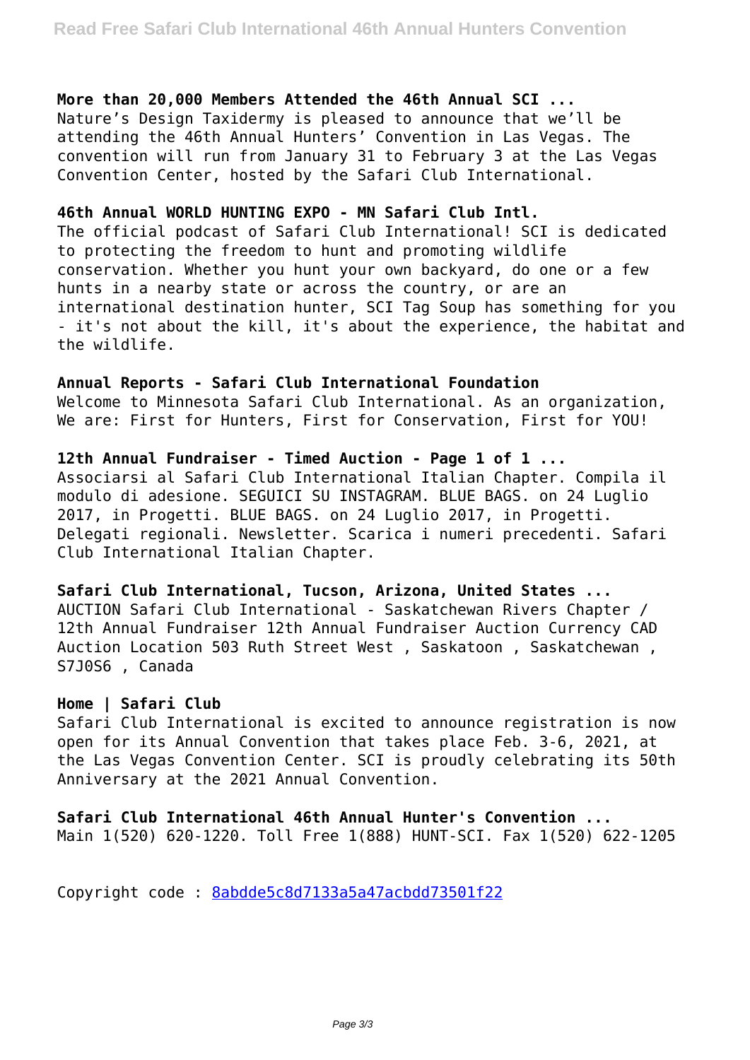**More than 20,000 Members Attended the 46th Annual SCI ...**
Nature's Design Taxidermy is pleased to announce that we'll be attending the 46th Annual Hunters' Convention in Las Vegas. The convention will run from January 31 to February 3 at the Las Vegas Convention Center, hosted by the Safari Club International.

**46th Annual WORLD HUNTING EXPO - MN Safari Club Intl.**
The official podcast of Safari Club International! SCI is dedicated to protecting the freedom to hunt and promoting wildlife conservation. Whether you hunt your own backyard, do one or a few hunts in a nearby state or across the country, or are an international destination hunter, SCI Tag Soup has something for you - it's not about the kill, it's about the experience, the habitat and the wildlife.

**Annual Reports - Safari Club International Foundation**
Welcome to Minnesota Safari Club International. As an organization, We are: First for Hunters, First for Conservation, First for YOU!

**12th Annual Fundraiser - Timed Auction - Page 1 of 1 ...**
Associarsi al Safari Club International Italian Chapter. Compila il modulo di adesione. SEGUICI SU INSTAGRAM. BLUE BAGS. on 24 Luglio 2017, in Progetti. BLUE BAGS. on 24 Luglio 2017, in Progetti. Delegati regionali. Newsletter. Scarica i numeri precedenti. Safari Club International Italian Chapter.

**Safari Club International, Tucson, Arizona, United States ...**
AUCTION Safari Club International - Saskatchewan Rivers Chapter / 12th Annual Fundraiser 12th Annual Fundraiser Auction Currency CAD Auction Location 503 Ruth Street West , Saskatoon , Saskatchewan , S7J0S6 , Canada

**Home | Safari Club**
Safari Club International is excited to announce registration is now open for its Annual Convention that takes place Feb. 3-6, 2021, at the Las Vegas Convention Center. SCI is proudly celebrating its 50th Anniversary at the 2021 Annual Convention.

**Safari Club International 46th Annual Hunter's Convention ...**
Main 1(520) 620-1220. Toll Free 1(888) HUNT-SCI. Fax 1(520) 622-1205

Copyright code : 8abdde5c8d7133a5a47acbdd73501f22